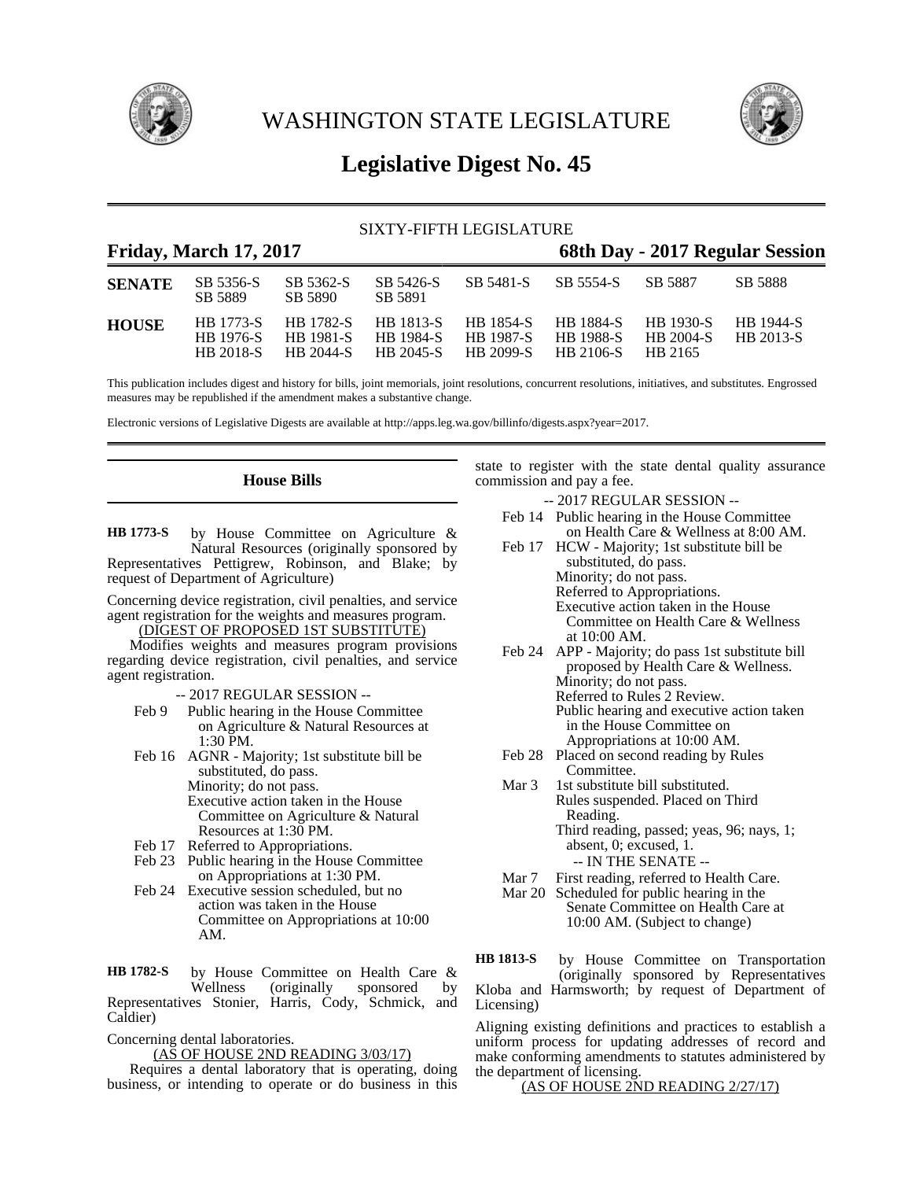# WASHINGTON STATE LEGISLATURE

## Legislative Digest No. 45

SIXTY-FIFTH LEGISLATURE

**Friday, March 17, 2017** — **68th Day - 2017 Regular Session**

| | | | | | | | |
|---|---|---|---|---|---|---|---|
| **SENATE** | SB 5356-S | SB 5362-S | SB 5426-S | SB 5481-S | SB 5554-S | SB 5887 | SB 5888 |
| | SB 5889 | SB 5890 | SB 5891 | | | | |
| **HOUSE** | HB 1773-S | HB 1782-S | HB 1813-S | HB 1854-S | HB 1884-S | HB 1930-S | HB 1944-S |
| | HB 1976-S | HB 1981-S | HB 1984-S | HB 1987-S | HB 1988-S | HB 2004-S | HB 2013-S |
| | HB 2018-S | HB 2044-S | HB 2045-S | HB 2099-S | HB 2106-S | HB 2165 | |

This publication includes digest and history for bills, joint memorials, joint resolutions, concurrent resolutions, initiatives, and substitutes. Engrossed measures may be republished if the amendment makes a substantive change.

Electronic versions of Legislative Digests are available at http://apps.leg.wa.gov/billinfo/digests.aspx?year=2017.

## House Bills

**HB 1773-S** by House Committee on Agriculture & Natural Resources (originally sponsored by Representatives Pettigrew, Robinson, and Blake; by request of Department of Agriculture)

Concerning device registration, civil penalties, and service agent registration for the weights and measures program.

(DIGEST OF PROPOSED 1ST SUBSTITUTE)

Modifies weights and measures program provisions regarding device registration, civil penalties, and service agent registration.

-- 2017 REGULAR SESSION --

Feb 9 Public hearing in the House Committee on Agriculture & Natural Resources at 1:30 PM.

Feb 16 AGNR - Majority; 1st substitute bill be substituted, do pass.
Minority; do not pass.
Executive action taken in the House Committee on Agriculture & Natural Resources at 1:30 PM.

Feb 17 Referred to Appropriations.

Feb 23 Public hearing in the House Committee on Appropriations at 1:30 PM.

Feb 24 Executive session scheduled, but no action was taken in the House Committee on Appropriations at 10:00 AM.

**HB 1782-S** by House Committee on Health Care & Wellness (originally sponsored by Representatives Stonier, Harris, Cody, Schmick, and Caldier)

Concerning dental laboratories.

(AS OF HOUSE 2ND READING 3/03/17)

Requires a dental laboratory that is operating, doing business, or intending to operate or do business in this state to register with the state dental quality assurance commission and pay a fee.

-- 2017 REGULAR SESSION --

Feb 14 Public hearing in the House Committee on Health Care & Wellness at 8:00 AM.

Feb 17 HCW - Majority; 1st substitute bill be substituted, do pass.
Minority; do not pass.
Referred to Appropriations.
Executive action taken in the House Committee on Health Care & Wellness at 10:00 AM.

Feb 24 APP - Majority; do pass 1st substitute bill proposed by Health Care & Wellness.
Minority; do not pass.
Referred to Rules 2 Review.
Public hearing and executive action taken in the House Committee on Appropriations at 10:00 AM.

Feb 28 Placed on second reading by Rules Committee.

Mar 3 1st substitute bill substituted.
Rules suspended. Placed on Third Reading.
Third reading, passed; yeas, 96; nays, 1; absent, 0; excused, 1.

-- IN THE SENATE --

Mar 7 First reading, referred to Health Care.

Mar 20 Scheduled for public hearing in the Senate Committee on Health Care at 10:00 AM. (Subject to change)

**HB 1813-S** by House Committee on Transportation (originally sponsored by Representatives Kloba and Harmsworth; by request of Department of Licensing)

Aligning existing definitions and practices to establish a uniform process for updating addresses of record and make conforming amendments to statutes administered by the department of licensing.

(AS OF HOUSE 2ND READING 2/27/17)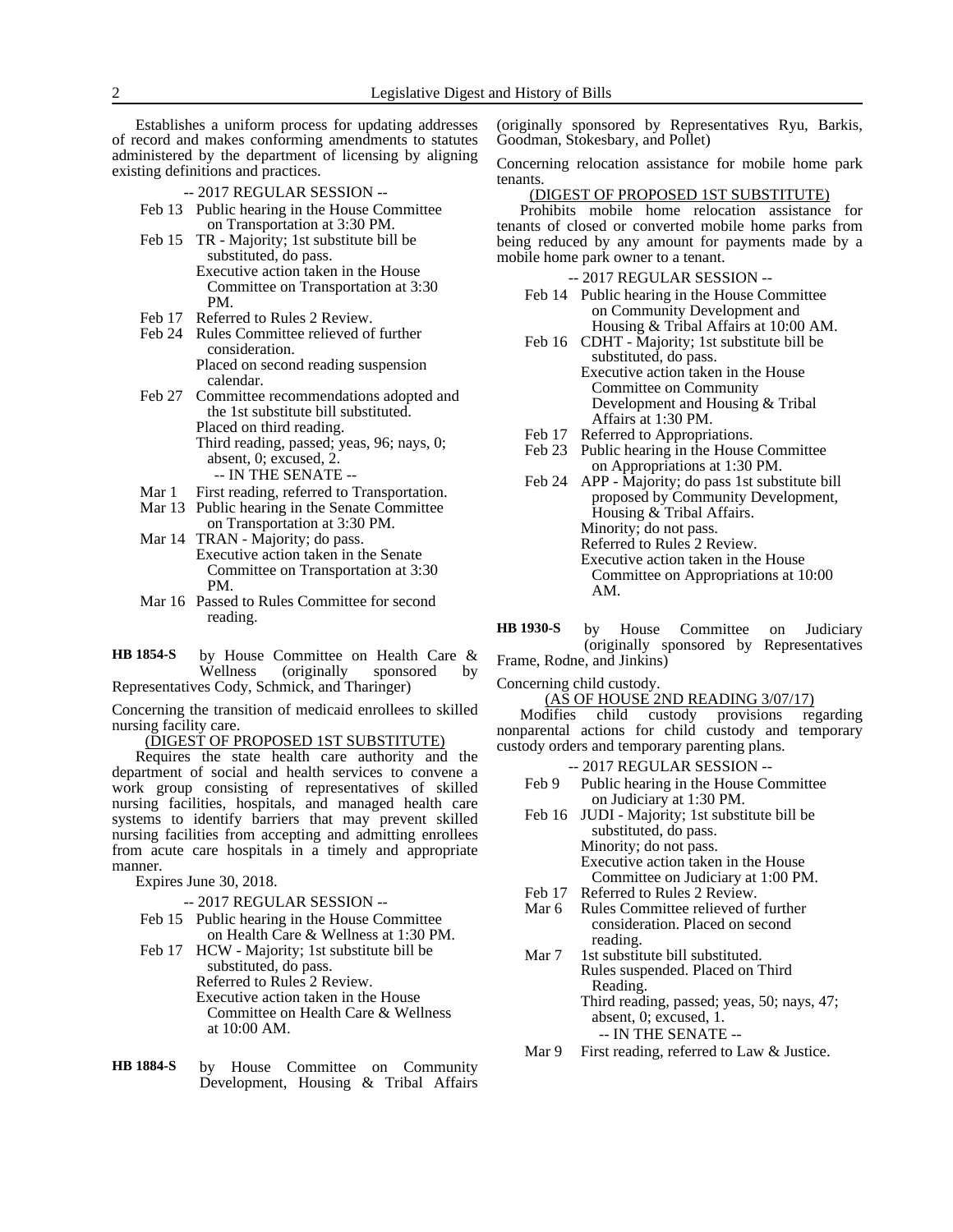Establishes a uniform process for updating addresses of record and makes conforming amendments to statutes administered by the department of licensing by aligning existing definitions and practices.

-- 2017 REGULAR SESSION --

- Feb 13 Public hearing in the House Committee on Transportation at 3:30 PM.
- Feb 15 TR - Majority; 1st substitute bill be substituted, do pass.
  Executive action taken in the House Committee on Transportation at 3:30 PM.
- Feb 17 Referred to Rules 2 Review.
- Feb 24 Rules Committee relieved of further consideration.
  Placed on second reading suspension calendar.
- Feb 27 Committee recommendations adopted and the 1st substitute bill substituted.
  Placed on third reading.
  Third reading, passed; yeas, 96; nays, 0; absent, 0; excused, 2.

-- IN THE SENATE --

- Mar 1 First reading, referred to Transportation.
- Mar 13 Public hearing in the Senate Committee on Transportation at 3:30 PM.
- Mar 14 TRAN - Majority; do pass.
  Executive action taken in the Senate Committee on Transportation at 3:30 PM.
- Mar 16 Passed to Rules Committee for second reading.

**HB 1854-S** by House Committee on Health Care & Wellness (originally sponsored by Representatives Cody, Schmick, and Tharinger)

Concerning the transition of medicaid enrollees to skilled nursing facility care.

(DIGEST OF PROPOSED 1ST SUBSTITUTE)

Requires the state health care authority and the department of social and health services to convene a work group consisting of representatives of skilled nursing facilities, hospitals, and managed health care systems to identify barriers that may prevent skilled nursing facilities from accepting and admitting enrollees from acute care hospitals in a timely and appropriate manner.

Expires June 30, 2018.

-- 2017 REGULAR SESSION --

- Feb 15 Public hearing in the House Committee on Health Care & Wellness at 1:30 PM.
- Feb 17 HCW - Majority; 1st substitute bill be substituted, do pass.
  Referred to Rules 2 Review.
  Executive action taken in the House Committee on Health Care & Wellness at 10:00 AM.

**HB 1884-S** by House Committee on Community Development, Housing & Tribal Affairs (originally sponsored by Representatives Ryu, Barkis, Goodman, Stokesbary, and Pollet)

Concerning relocation assistance for mobile home park tenants.

(DIGEST OF PROPOSED 1ST SUBSTITUTE)

Prohibits mobile home relocation assistance for tenants of closed or converted mobile home parks from being reduced by any amount for payments made by a mobile home park owner to a tenant.

-- 2017 REGULAR SESSION --

- Feb 14 Public hearing in the House Committee on Community Development and Housing & Tribal Affairs at 10:00 AM.
- Feb 16 CDHT - Majority; 1st substitute bill be substituted, do pass.
  Executive action taken in the House Committee on Community Development and Housing & Tribal Affairs at 1:30 PM.
- Feb 17 Referred to Appropriations.
- Feb 23 Public hearing in the House Committee on Appropriations at 1:30 PM.
- Feb 24 APP - Majority; do pass 1st substitute bill proposed by Community Development, Housing & Tribal Affairs.
  Minority; do not pass.
  Referred to Rules 2 Review.
  Executive action taken in the House Committee on Appropriations at 10:00 AM.

**HB 1930-S** by House Committee on Judiciary (originally sponsored by Representatives Frame, Rodne, and Jinkins)

Concerning child custody.

(AS OF HOUSE 2ND READING 3/07/17)

Modifies child custody provisions regarding nonparental actions for child custody and temporary custody orders and temporary parenting plans.

-- 2017 REGULAR SESSION --

- Feb 9 Public hearing in the House Committee on Judiciary at 1:30 PM.
- Feb 16 JUDI - Majority; 1st substitute bill be substituted, do pass.
  Minority; do not pass.
  Executive action taken in the House Committee on Judiciary at 1:00 PM.
- Feb 17 Referred to Rules 2 Review.
- Mar 6 Rules Committee relieved of further consideration. Placed on second reading.
- Mar 7 1st substitute bill substituted.
  Rules suspended. Placed on Third Reading.
  Third reading, passed; yeas, 50; nays, 47; absent, 0; excused, 1.

-- IN THE SENATE --

- Mar 9 First reading, referred to Law & Justice.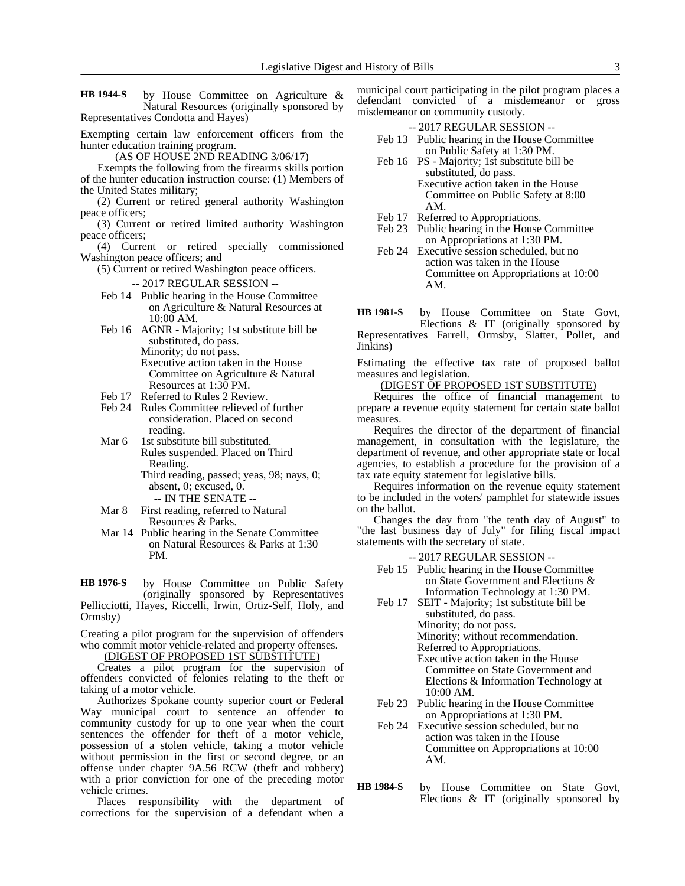**HB 1944-S** by House Committee on Agriculture & Natural Resources (originally sponsored by Representatives Condotta and Hayes)

Exempting certain law enforcement officers from the hunter education training program.

(AS OF HOUSE 2ND READING 3/06/17)

Exempts the following from the firearms skills portion of the hunter education instruction course: (1) Members of the United States military;

(2) Current or retired general authority Washington peace officers;

(3) Current or retired limited authority Washington peace officers;

(4) Current or retired specially commissioned Washington peace officers; and

(5) Current or retired Washington peace officers.

-- 2017 REGULAR SESSION --

Feb 14 Public hearing in the House Committee on Agriculture & Natural Resources at 10:00 AM.

Feb 16 AGNR - Majority; 1st substitute bill be substituted, do pass.
Minority; do not pass.
Executive action taken in the House Committee on Agriculture & Natural Resources at 1:30 PM.

Feb 17 Referred to Rules 2 Review.

Feb 24 Rules Committee relieved of further consideration. Placed on second reading.

Mar 6 1st substitute bill substituted.
Rules suspended. Placed on Third Reading.
Third reading, passed; yeas, 98; nays, 0; absent, 0; excused, 0.

-- IN THE SENATE --

Mar 8 First reading, referred to Natural Resources & Parks.

Mar 14 Public hearing in the Senate Committee on Natural Resources & Parks at 1:30 PM.

**HB 1976-S** by House Committee on Public Safety (originally sponsored by Representatives Pellicciotti, Hayes, Riccelli, Irwin, Ortiz-Self, Holy, and Ormsby)

Creating a pilot program for the supervision of offenders who commit motor vehicle-related and property offenses.

(DIGEST OF PROPOSED 1ST SUBSTITUTE)

Creates a pilot program for the supervision of offenders convicted of felonies relating to the theft or taking of a motor vehicle.

Authorizes Spokane county superior court or Federal Way municipal court to sentence an offender to community custody for up to one year when the court sentences the offender for theft of a motor vehicle, possession of a stolen vehicle, taking a motor vehicle without permission in the first or second degree, or an offense under chapter 9A.56 RCW (theft and robbery) with a prior conviction for one of the preceding motor vehicle crimes.

Places responsibility with the department of corrections for the supervision of a defendant when a municipal court participating in the pilot program places a defendant convicted of a misdemeanor or gross misdemeanor on community custody.

-- 2017 REGULAR SESSION --

Feb 13 Public hearing in the House Committee on Public Safety at 1:30 PM.

Feb 16 PS - Majority; 1st substitute bill be substituted, do pass.
Executive action taken in the House Committee on Public Safety at 8:00 AM.

Feb 17 Referred to Appropriations.

Feb 23 Public hearing in the House Committee on Appropriations at 1:30 PM.

Feb 24 Executive session scheduled, but no action was taken in the House Committee on Appropriations at 10:00 AM.

**HB 1981-S** by House Committee on State Govt, Elections & IT (originally sponsored by Representatives Farrell, Ormsby, Slatter, Pollet, and Jinkins)

Estimating the effective tax rate of proposed ballot measures and legislation.

(DIGEST OF PROPOSED 1ST SUBSTITUTE)

Requires the office of financial management to prepare a revenue equity statement for certain state ballot measures.

Requires the director of the department of financial management, in consultation with the legislature, the department of revenue, and other appropriate state or local agencies, to establish a procedure for the provision of a tax rate equity statement for legislative bills.

Requires information on the revenue equity statement to be included in the voters' pamphlet for statewide issues on the ballot.

Changes the day from "the tenth day of August" to "the last business day of July" for filing fiscal impact statements with the secretary of state.

-- 2017 REGULAR SESSION --

Feb 15 Public hearing in the House Committee on State Government and Elections & Information Technology at 1:30 PM.

Feb 17 SEIT - Majority; 1st substitute bill be substituted, do pass.
Minority; do not pass.
Minority; without recommendation.
Referred to Appropriations.
Executive action taken in the House Committee on State Government and Elections & Information Technology at 10:00 AM.

Feb 23 Public hearing in the House Committee on Appropriations at 1:30 PM.

Feb 24 Executive session scheduled, but no action was taken in the House Committee on Appropriations at 10:00 AM.

**HB 1984-S** by House Committee on State Govt, Elections & IT (originally sponsored by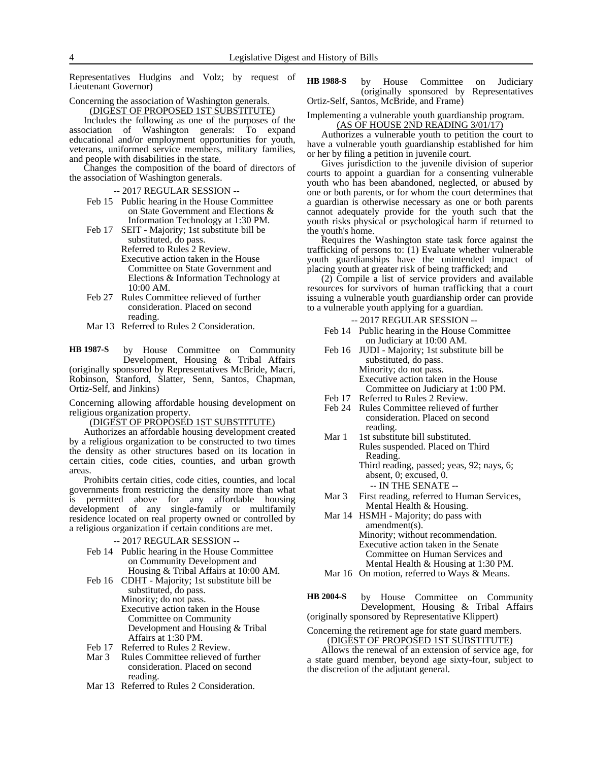Representatives Hudgins and Volz; by request of Lieutenant Governor)

Concerning the association of Washington generals.

(DIGEST OF PROPOSED 1ST SUBSTITUTE)

Includes the following as one of the purposes of the association of Washington generals: To expand educational and/or employment opportunities for youth, veterans, uniformed service members, military families, and people with disabilities in the state.

Changes the composition of the board of directors of the association of Washington generals.

-- 2017 REGULAR SESSION --

- Feb 15 Public hearing in the House Committee on State Government and Elections & Information Technology at 1:30 PM.
- Feb 17 SEIT - Majority; 1st substitute bill be substituted, do pass. Referred to Rules 2 Review. Executive action taken in the House Committee on State Government and Elections & Information Technology at 10:00 AM.
- Feb 27 Rules Committee relieved of further consideration. Placed on second reading.
- Mar 13 Referred to Rules 2 Consideration.

**HB 1987-S** by House Committee on Community Development, Housing & Tribal Affairs (originally sponsored by Representatives McBride, Macri, Robinson, Stanford, Slatter, Senn, Santos, Chapman, Ortiz-Self, and Jinkins)

Concerning allowing affordable housing development on religious organization property.

(DIGEST OF PROPOSED 1ST SUBSTITUTE)

Authorizes an affordable housing development created by a religious organization to be constructed to two times the density as other structures based on its location in certain cities, code cities, counties, and urban growth areas.

Prohibits certain cities, code cities, counties, and local governments from restricting the density more than what is permitted above for any affordable housing development of any single-family or multifamily residence located on real property owned or controlled by a religious organization if certain conditions are met.

-- 2017 REGULAR SESSION --

- Feb 14 Public hearing in the House Committee on Community Development and Housing & Tribal Affairs at 10:00 AM.
- Feb 16 CDHT - Majority; 1st substitute bill be substituted, do pass. Minority; do not pass. Executive action taken in the House Committee on Community Development and Housing & Tribal Affairs at 1:30 PM.
- Feb 17 Referred to Rules 2 Review.
- Mar 3 Rules Committee relieved of further consideration. Placed on second reading.
- Mar 13 Referred to Rules 2 Consideration.

**HB 1988-S** by House Committee on Judiciary (originally sponsored by Representatives Ortiz-Self, Santos, McBride, and Frame)

Implementing a vulnerable youth guardianship program.

(AS OF HOUSE 2ND READING 3/01/17)

Authorizes a vulnerable youth to petition the court to have a vulnerable youth guardianship established for him or her by filing a petition in juvenile court.

Gives jurisdiction to the juvenile division of superior courts to appoint a guardian for a consenting vulnerable youth who has been abandoned, neglected, or abused by one or both parents, or for whom the court determines that a guardian is otherwise necessary as one or both parents cannot adequately provide for the youth such that the youth risks physical or psychological harm if returned to the youth's home.

Requires the Washington state task force against the trafficking of persons to: (1) Evaluate whether vulnerable youth guardianships have the unintended impact of placing youth at greater risk of being trafficked; and

(2) Compile a list of service providers and available resources for survivors of human trafficking that a court issuing a vulnerable youth guardianship order can provide to a vulnerable youth applying for a guardian.

-- 2017 REGULAR SESSION --

- Feb 14 Public hearing in the House Committee on Judiciary at 10:00 AM.
- Feb 16 JUDI - Majority; 1st substitute bill be substituted, do pass. Minority; do not pass. Executive action taken in the House Committee on Judiciary at 1:00 PM.
- Feb 17 Referred to Rules 2 Review.
- Feb 24 Rules Committee relieved of further consideration. Placed on second reading.
- Mar 1 1st substitute bill substituted. Rules suspended. Placed on Third Reading. Third reading, passed; yeas, 92; nays, 6; absent, 0; excused, 0.

-- IN THE SENATE --

- Mar 3 First reading, referred to Human Services, Mental Health & Housing.
- Mar 14 HSMH - Majority; do pass with amendment(s). Minority; without recommendation. Executive action taken in the Senate Committee on Human Services and Mental Health & Housing at 1:30 PM.
- Mar 16 On motion, referred to Ways & Means.

**HB 2004-S** by House Committee on Community Development, Housing & Tribal Affairs (originally sponsored by Representative Klippert)

Concerning the retirement age for state guard members.

(DIGEST OF PROPOSED 1ST SUBSTITUTE)

Allows the renewal of an extension of service age, for a state guard member, beyond age sixty-four, subject to the discretion of the adjutant general.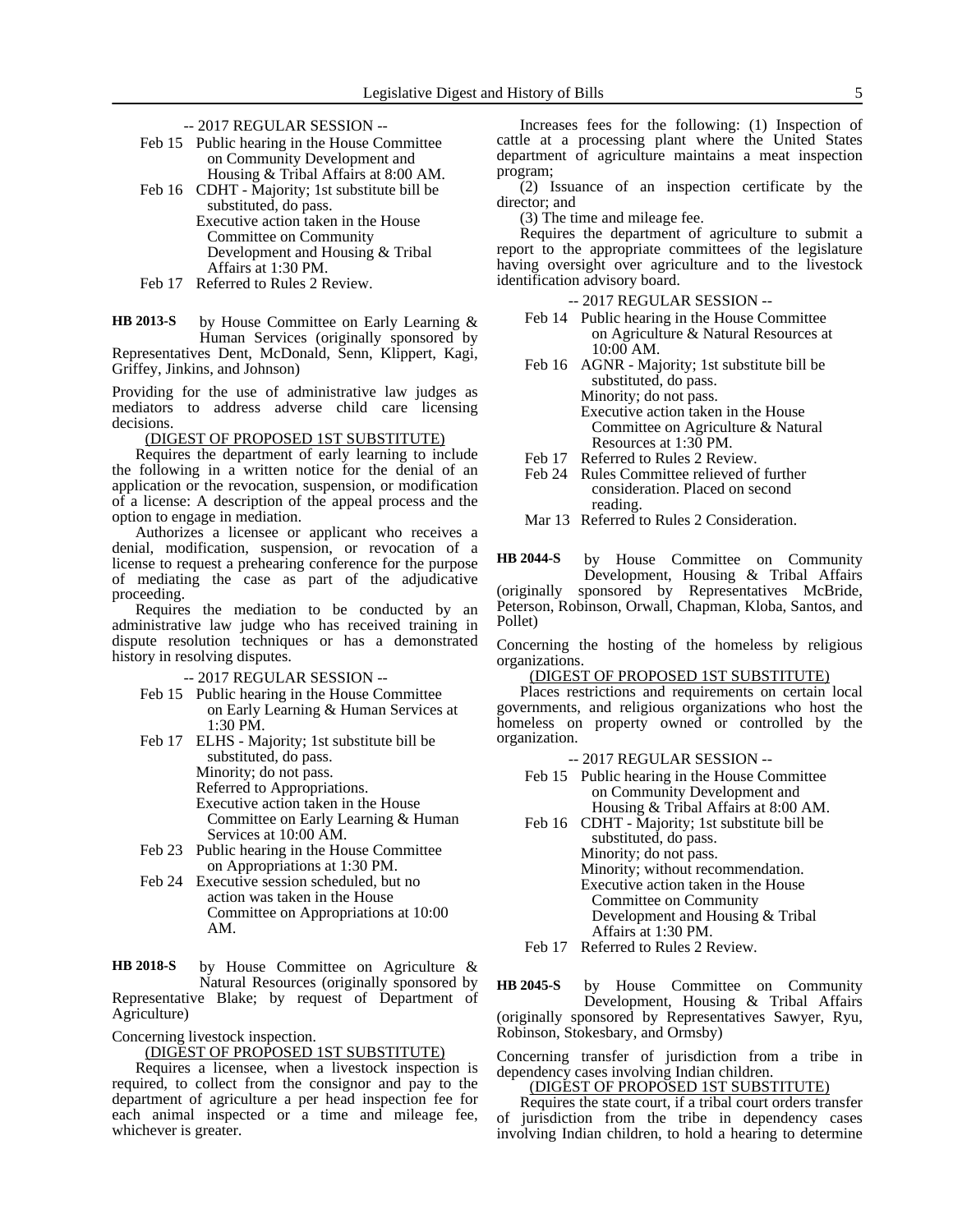-- 2017 REGULAR SESSION --

Feb 15 Public hearing in the House Committee on Community Development and Housing & Tribal Affairs at 8:00 AM.

Feb 16 CDHT - Majority; 1st substitute bill be substituted, do pass.
Executive action taken in the House Committee on Community Development and Housing & Tribal Affairs at 1:30 PM.

Feb 17 Referred to Rules 2 Review.

**HB 2013-S** by House Committee on Early Learning & Human Services (originally sponsored by Representatives Dent, McDonald, Senn, Klippert, Kagi, Griffey, Jinkins, and Johnson)

Providing for the use of administrative law judges as mediators to address adverse child care licensing decisions.

(DIGEST OF PROPOSED 1ST SUBSTITUTE)

Requires the department of early learning to include the following in a written notice for the denial of an application or the revocation, suspension, or modification of a license: A description of the appeal process and the option to engage in mediation.

Authorizes a licensee or applicant who receives a denial, modification, suspension, or revocation of a license to request a prehearing conference for the purpose of mediating the case as part of the adjudicative proceeding.

Requires the mediation to be conducted by an administrative law judge who has received training in dispute resolution techniques or has a demonstrated history in resolving disputes.

-- 2017 REGULAR SESSION --

Feb 15 Public hearing in the House Committee on Early Learning & Human Services at 1:30 PM.

Feb 17 ELHS - Majority; 1st substitute bill be substituted, do pass.
Minority; do not pass.
Referred to Appropriations.
Executive action taken in the House Committee on Early Learning & Human Services at 10:00 AM.

Feb 23 Public hearing in the House Committee on Appropriations at 1:30 PM.

Feb 24 Executive session scheduled, but no action was taken in the House Committee on Appropriations at 10:00 AM.

**HB 2018-S** by House Committee on Agriculture & Natural Resources (originally sponsored by Representative Blake; by request of Department of Agriculture)

Concerning livestock inspection.

(DIGEST OF PROPOSED 1ST SUBSTITUTE)

Requires a licensee, when a livestock inspection is required, to collect from the consignor and pay to the department of agriculture a per head inspection fee for each animal inspected or a time and mileage fee, whichever is greater.

Increases fees for the following: (1) Inspection of cattle at a processing plant where the United States department of agriculture maintains a meat inspection program;

(2) Issuance of an inspection certificate by the director; and

(3) The time and mileage fee.

Requires the department of agriculture to submit a report to the appropriate committees of the legislature having oversight over agriculture and to the livestock identification advisory board.

-- 2017 REGULAR SESSION --

Feb 14 Public hearing in the House Committee on Agriculture & Natural Resources at 10:00 AM.

Feb 16 AGNR - Majority; 1st substitute bill be substituted, do pass.
Minority; do not pass.
Executive action taken in the House Committee on Agriculture & Natural Resources at 1:30 PM.

Feb 17 Referred to Rules 2 Review.

Feb 24 Rules Committee relieved of further consideration. Placed on second reading.

Mar 13 Referred to Rules 2 Consideration.

**HB 2044-S** by House Committee on Community Development, Housing & Tribal Affairs (originally sponsored by Representatives McBride, Peterson, Robinson, Orwall, Chapman, Kloba, Santos, and Pollet)

Concerning the hosting of the homeless by religious organizations.

(DIGEST OF PROPOSED 1ST SUBSTITUTE)

Places restrictions and requirements on certain local governments, and religious organizations who host the homeless on property owned or controlled by the organization.

-- 2017 REGULAR SESSION --

Feb 15 Public hearing in the House Committee on Community Development and Housing & Tribal Affairs at 8:00 AM.

Feb 16 CDHT - Majority; 1st substitute bill be substituted, do pass.
Minority; do not pass.
Minority; without recommendation.
Executive action taken in the House Committee on Community Development and Housing & Tribal Affairs at 1:30 PM.

Feb 17 Referred to Rules 2 Review.

**HB 2045-S** by House Committee on Community Development, Housing & Tribal Affairs (originally sponsored by Representatives Sawyer, Ryu, Robinson, Stokesbary, and Ormsby)

Concerning transfer of jurisdiction from a tribe in dependency cases involving Indian children.

(DIGEST OF PROPOSED 1ST SUBSTITUTE)

Requires the state court, if a tribal court orders transfer of jurisdiction from the tribe in dependency cases involving Indian children, to hold a hearing to determine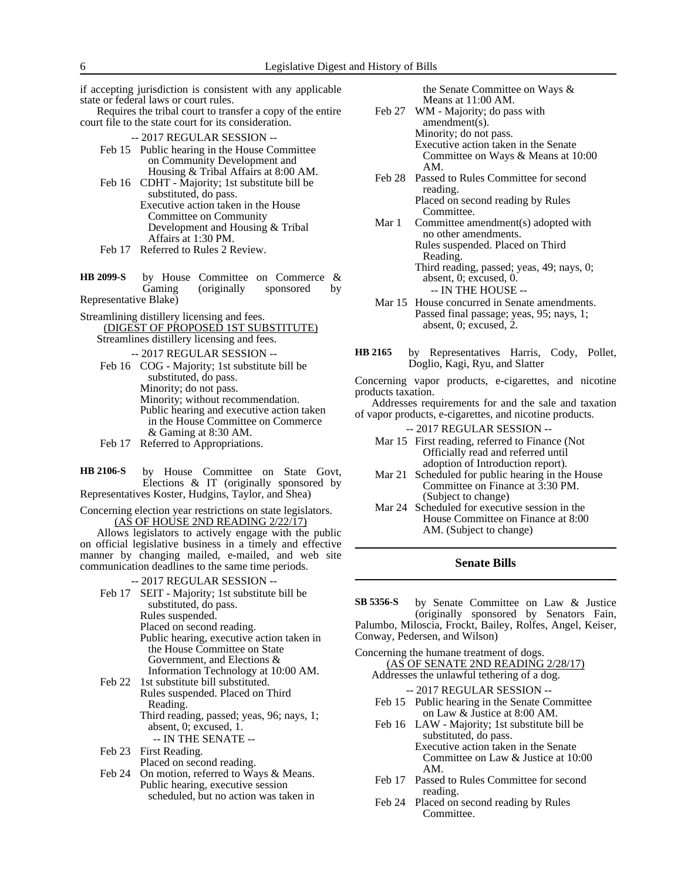if accepting jurisdiction is consistent with any applicable state or federal laws or court rules.

Requires the tribal court to transfer a copy of the entire court file to the state court for its consideration.

-- 2017 REGULAR SESSION --

Feb 15 Public hearing in the House Committee on Community Development and Housing & Tribal Affairs at 8:00 AM.

Feb 16 CDHT - Majority; 1st substitute bill be substituted, do pass.
Executive action taken in the House Committee on Community Development and Housing & Tribal Affairs at 1:30 PM.

Feb 17 Referred to Rules 2 Review.

**HB 2099-S** by House Committee on Commerce & Gaming (originally sponsored by Representative Blake)

Streamlining distillery licensing and fees.

(DIGEST OF PROPOSED 1ST SUBSTITUTE)

Streamlines distillery licensing and fees.

-- 2017 REGULAR SESSION --

Feb 16 COG - Majority; 1st substitute bill be substituted, do pass.
Minority; do not pass.
Minority; without recommendation.
Public hearing and executive action taken in the House Committee on Commerce & Gaming at 8:30 AM.

Feb 17 Referred to Appropriations.

**HB 2106-S** by House Committee on State Govt, Elections & IT (originally sponsored by Representatives Koster, Hudgins, Taylor, and Shea)

Concerning election year restrictions on state legislators.

(AS OF HOUSE 2ND READING 2/22/17)

Allows legislators to actively engage with the public on official legislative business in a timely and effective manner by changing mailed, e-mailed, and web site communication deadlines to the same time periods.

-- 2017 REGULAR SESSION --

Feb 17 SEIT - Majority; 1st substitute bill be substituted, do pass.
Rules suspended.
Placed on second reading.
Public hearing, executive action taken in the House Committee on State Government, and Elections & Information Technology at 10:00 AM.

Feb 22 1st substitute bill substituted.
Rules suspended. Placed on Third Reading.
Third reading, passed; yeas, 96; nays, 1; absent, 0; excused, 1.

-- IN THE SENATE --

Feb 23 First Reading.
Placed on second reading.

Feb 24 On motion, referred to Ways & Means.
Public hearing, executive session scheduled, but no action was taken in the Senate Committee on Ways & Means at 11:00 AM.

Feb 27 WM - Majority; do pass with amendment(s).
Minority; do not pass.
Executive action taken in the Senate Committee on Ways & Means at 10:00 AM.

Feb 28 Passed to Rules Committee for second reading.
Placed on second reading by Rules Committee.

Mar 1 Committee amendment(s) adopted with no other amendments.
Rules suspended. Placed on Third Reading.
Third reading, passed; yeas, 49; nays, 0; absent, 0; excused, 0.

-- IN THE HOUSE --

Mar 15 House concurred in Senate amendments.
Passed final passage; yeas, 95; nays, 1; absent, 0; excused, 2.

**HB 2165** by Representatives Harris, Cody, Pollet, Doglio, Kagi, Ryu, and Slatter

Concerning vapor products, e-cigarettes, and nicotine products taxation.

Addresses requirements for and the sale and taxation of vapor products, e-cigarettes, and nicotine products.

-- 2017 REGULAR SESSION --

Mar 15 First reading, referred to Finance (Not Officially read and referred until adoption of Introduction report).

Mar 21 Scheduled for public hearing in the House Committee on Finance at 3:30 PM. (Subject to change)

Mar 24 Scheduled for executive session in the House Committee on Finance at 8:00 AM. (Subject to change)

## Senate Bills

**SB 5356-S** by Senate Committee on Law & Justice (originally sponsored by Senators Fain, Palumbo, Miloscia, Frockt, Bailey, Rolfes, Angel, Keiser, Conway, Pedersen, and Wilson)

Concerning the humane treatment of dogs.

(AS OF SENATE 2ND READING 2/28/17)

Addresses the unlawful tethering of a dog.

-- 2017 REGULAR SESSION --

Feb 15 Public hearing in the Senate Committee on Law & Justice at 8:00 AM.

Feb 16 LAW - Majority; 1st substitute bill be substituted, do pass.
Executive action taken in the Senate Committee on Law & Justice at 10:00 AM.

Feb 17 Passed to Rules Committee for second reading.

Feb 24 Placed on second reading by Rules Committee.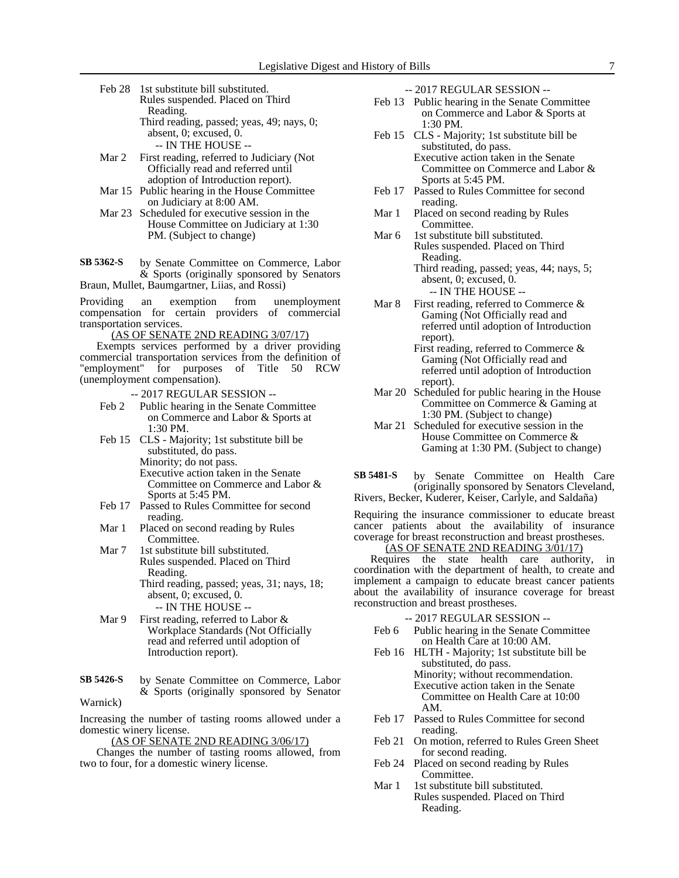Feb 28 1st substitute bill substituted.
Rules suspended. Placed on Third Reading.
Third reading, passed; yeas, 49; nays, 0; absent, 0; excused, 0.

-- IN THE HOUSE --

Mar 2 First reading, referred to Judiciary (Not Officially read and referred until adoption of Introduction report).

Mar 15 Public hearing in the House Committee on Judiciary at 8:00 AM.

Mar 23 Scheduled for executive session in the House Committee on Judiciary at 1:30 PM. (Subject to change)

**SB 5362-S** by Senate Committee on Commerce, Labor & Sports (originally sponsored by Senators Braun, Mullet, Baumgartner, Liias, and Rossi)

Providing an exemption from unemployment compensation for certain providers of commercial transportation services.

(AS OF SENATE 2ND READING 3/07/17)

Exempts services performed by a driver providing commercial transportation services from the definition of "employment" for purposes of Title 50 RCW (unemployment compensation).

-- 2017 REGULAR SESSION --

Feb 2 Public hearing in the Senate Committee on Commerce and Labor & Sports at 1:30 PM.

Feb 15 CLS - Majority; 1st substitute bill be substituted, do pass.
Minority; do not pass.
Executive action taken in the Senate Committee on Commerce and Labor & Sports at 5:45 PM.

Feb 17 Passed to Rules Committee for second reading.

Mar 1 Placed on second reading by Rules Committee.

Mar 7 1st substitute bill substituted.
Rules suspended. Placed on Third Reading.
Third reading, passed; yeas, 31; nays, 18; absent, 0; excused, 0.

-- IN THE HOUSE --

Mar 9 First reading, referred to Labor & Workplace Standards (Not Officially read and referred until adoption of Introduction report).

**SB 5426-S** by Senate Committee on Commerce, Labor & Sports (originally sponsored by Senator Warnick)

Increasing the number of tasting rooms allowed under a domestic winery license.

(AS OF SENATE 2ND READING 3/06/17)

Changes the number of tasting rooms allowed, from two to four, for a domestic winery license.

-- 2017 REGULAR SESSION --

Feb 13 Public hearing in the Senate Committee on Commerce and Labor & Sports at 1:30 PM.

Feb 15 CLS - Majority; 1st substitute bill be substituted, do pass.
Executive action taken in the Senate Committee on Commerce and Labor & Sports at 5:45 PM.

Feb 17 Passed to Rules Committee for second reading.

Mar 1 Placed on second reading by Rules Committee.

Mar 6 1st substitute bill substituted.
Rules suspended. Placed on Third Reading.
Third reading, passed; yeas, 44; nays, 5; absent, 0; excused, 0.

-- IN THE HOUSE --

Mar 8 First reading, referred to Commerce & Gaming (Not Officially read and referred until adoption of Introduction report).
First reading, referred to Commerce & Gaming (Not Officially read and referred until adoption of Introduction report).

Mar 20 Scheduled for public hearing in the House Committee on Commerce & Gaming at 1:30 PM. (Subject to change)

Mar 21 Scheduled for executive session in the House Committee on Commerce & Gaming at 1:30 PM. (Subject to change)

**SB 5481-S** by Senate Committee on Health Care (originally sponsored by Senators Cleveland, Rivers, Becker, Kuderer, Keiser, Carlyle, and Saldaña)

Requiring the insurance commissioner to educate breast cancer patients about the availability of insurance coverage for breast reconstruction and breast prostheses.

(AS OF SENATE 2ND READING 3/01/17)

Requires the state health care authority, in coordination with the department of health, to create and implement a campaign to educate breast cancer patients about the availability of insurance coverage for breast reconstruction and breast prostheses.

-- 2017 REGULAR SESSION --

Feb 6 Public hearing in the Senate Committee on Health Care at 10:00 AM.

Feb 16 HLTH - Majority; 1st substitute bill be substituted, do pass.
Minority; without recommendation.
Executive action taken in the Senate Committee on Health Care at 10:00 AM.

Feb 17 Passed to Rules Committee for second reading.

Feb 21 On motion, referred to Rules Green Sheet for second reading.

Feb 24 Placed on second reading by Rules Committee.

Mar 1 1st substitute bill substituted.
Rules suspended. Placed on Third Reading.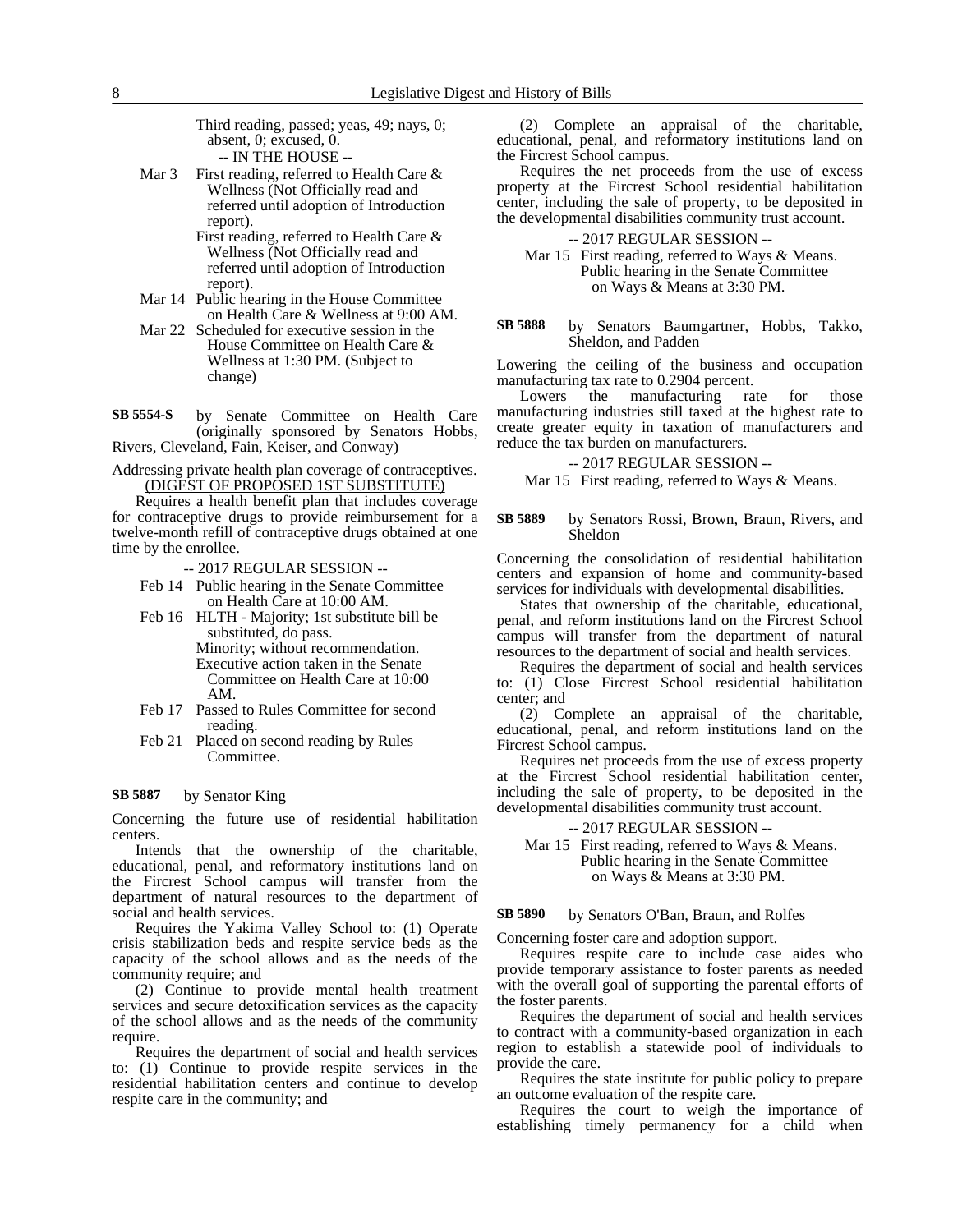Third reading, passed; yeas, 49; nays, 0; absent, 0; excused, 0.

-- IN THE HOUSE --

Mar 3 First reading, referred to Health Care & Wellness (Not Officially read and referred until adoption of Introduction report).

First reading, referred to Health Care & Wellness (Not Officially read and referred until adoption of Introduction report).

Mar 14 Public hearing in the House Committee on Health Care & Wellness at 9:00 AM.

Mar 22 Scheduled for executive session in the House Committee on Health Care & Wellness at 1:30 PM. (Subject to change)

**SB 5554-S** by Senate Committee on Health Care (originally sponsored by Senators Hobbs, Rivers, Cleveland, Fain, Keiser, and Conway)

Addressing private health plan coverage of contraceptives.

(DIGEST OF PROPOSED 1ST SUBSTITUTE)

Requires a health benefit plan that includes coverage for contraceptive drugs to provide reimbursement for a twelve-month refill of contraceptive drugs obtained at one time by the enrollee.

-- 2017 REGULAR SESSION --

Feb 14 Public hearing in the Senate Committee on Health Care at 10:00 AM.

Feb 16 HLTH - Majority; 1st substitute bill be substituted, do pass.

Minority; without recommendation.

Executive action taken in the Senate Committee on Health Care at 10:00 AM.

Feb 17 Passed to Rules Committee for second reading.

Feb 21 Placed on second reading by Rules Committee.

**SB 5887** by Senator King

Concerning the future use of residential habilitation centers.

Intends that the ownership of the charitable, educational, penal, and reformatory institutions land on the Fircrest School campus will transfer from the department of natural resources to the department of social and health services.

Requires the Yakima Valley School to: (1) Operate crisis stabilization beds and respite service beds as the capacity of the school allows and as the needs of the community require; and

(2) Continue to provide mental health treatment services and secure detoxification services as the capacity of the school allows and as the needs of the community require.

Requires the department of social and health services to: (1) Continue to provide respite services in the residential habilitation centers and continue to develop respite care in the community; and

(2) Complete an appraisal of the charitable, educational, penal, and reformatory institutions land on the Fircrest School campus.

Requires the net proceeds from the use of excess property at the Fircrest School residential habilitation center, including the sale of property, to be deposited in the developmental disabilities community trust account.

-- 2017 REGULAR SESSION --

Mar 15 First reading, referred to Ways & Means.

Public hearing in the Senate Committee on Ways & Means at 3:30 PM.

**SB 5888** by Senators Baumgartner, Hobbs, Takko, Sheldon, and Padden

Lowering the ceiling of the business and occupation manufacturing tax rate to 0.2904 percent.

Lowers the manufacturing rate for those manufacturing industries still taxed at the highest rate to create greater equity in taxation of manufacturers and reduce the tax burden on manufacturers.

-- 2017 REGULAR SESSION --

Mar 15 First reading, referred to Ways & Means.

**SB 5889** by Senators Rossi, Brown, Braun, Rivers, and Sheldon

Concerning the consolidation of residential habilitation centers and expansion of home and community-based services for individuals with developmental disabilities.

States that ownership of the charitable, educational, penal, and reform institutions land on the Fircrest School campus will transfer from the department of natural resources to the department of social and health services.

Requires the department of social and health services to: (1) Close Fircrest School residential habilitation center; and

(2) Complete an appraisal of the charitable, educational, penal, and reform institutions land on the Fircrest School campus.

Requires net proceeds from the use of excess property at the Fircrest School residential habilitation center, including the sale of property, to be deposited in the developmental disabilities community trust account.

-- 2017 REGULAR SESSION --

Mar 15 First reading, referred to Ways & Means.

Public hearing in the Senate Committee on Ways & Means at 3:30 PM.

**SB 5890** by Senators O'Ban, Braun, and Rolfes

Concerning foster care and adoption support.

Requires respite care to include case aides who provide temporary assistance to foster parents as needed with the overall goal of supporting the parental efforts of the foster parents.

Requires the department of social and health services to contract with a community-based organization in each region to establish a statewide pool of individuals to provide the care.

Requires the state institute for public policy to prepare an outcome evaluation of the respite care.

Requires the court to weigh the importance of establishing timely permanency for a child when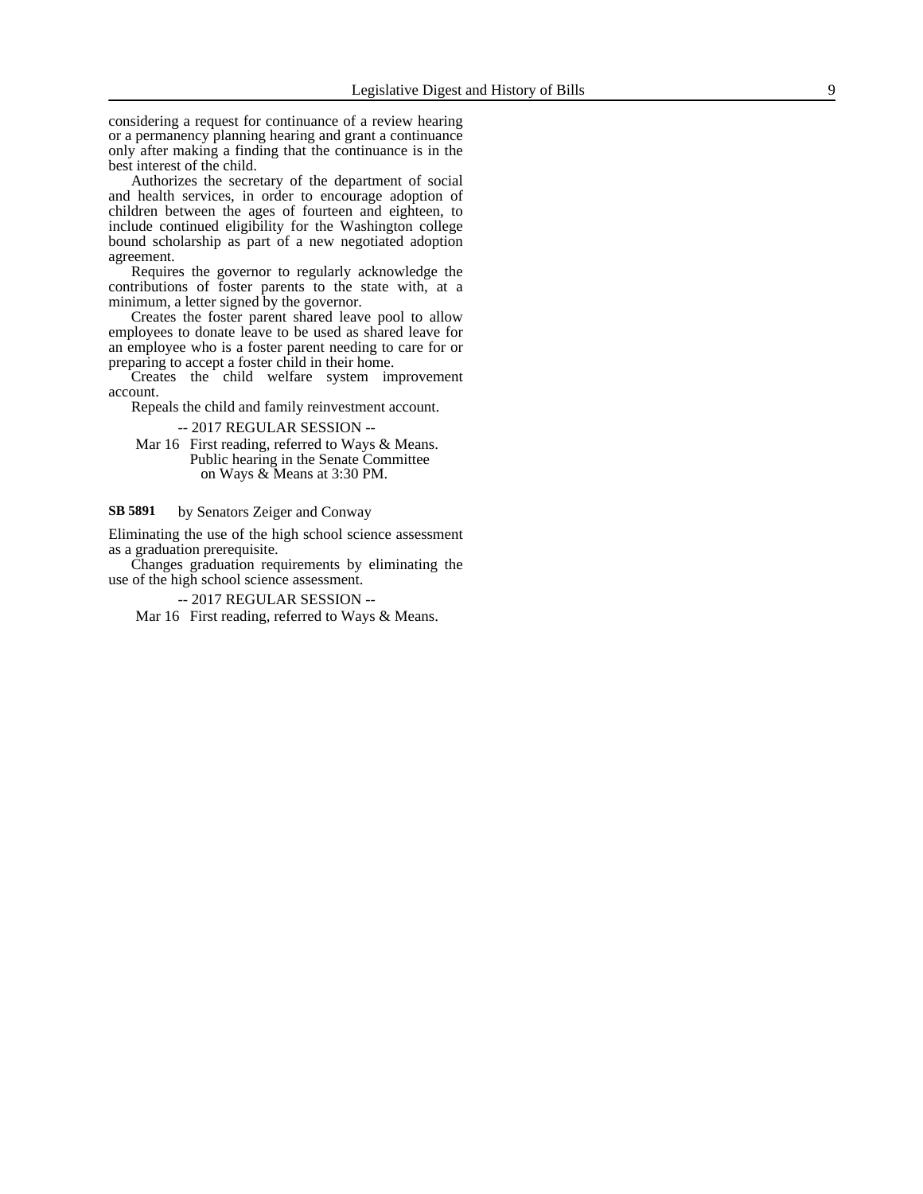considering a request for continuance of a review hearing or a permanency planning hearing and grant a continuance only after making a finding that the continuance is in the best interest of the child.

Authorizes the secretary of the department of social and health services, in order to encourage adoption of children between the ages of fourteen and eighteen, to include continued eligibility for the Washington college bound scholarship as part of a new negotiated adoption agreement.

Requires the governor to regularly acknowledge the contributions of foster parents to the state with, at a minimum, a letter signed by the governor.

Creates the foster parent shared leave pool to allow employees to donate leave to be used as shared leave for an employee who is a foster parent needing to care for or preparing to accept a foster child in their home.

Creates the child welfare system improvement account.

Repeals the child and family reinvestment account.

-- 2017 REGULAR SESSION --

Mar 16 First reading, referred to Ways & Means.
Public hearing in the Senate Committee on Ways & Means at 3:30 PM.

**SB 5891** by Senators Zeiger and Conway

Eliminating the use of the high school science assessment as a graduation prerequisite.

Changes graduation requirements by eliminating the use of the high school science assessment.

-- 2017 REGULAR SESSION --

Mar 16 First reading, referred to Ways & Means.